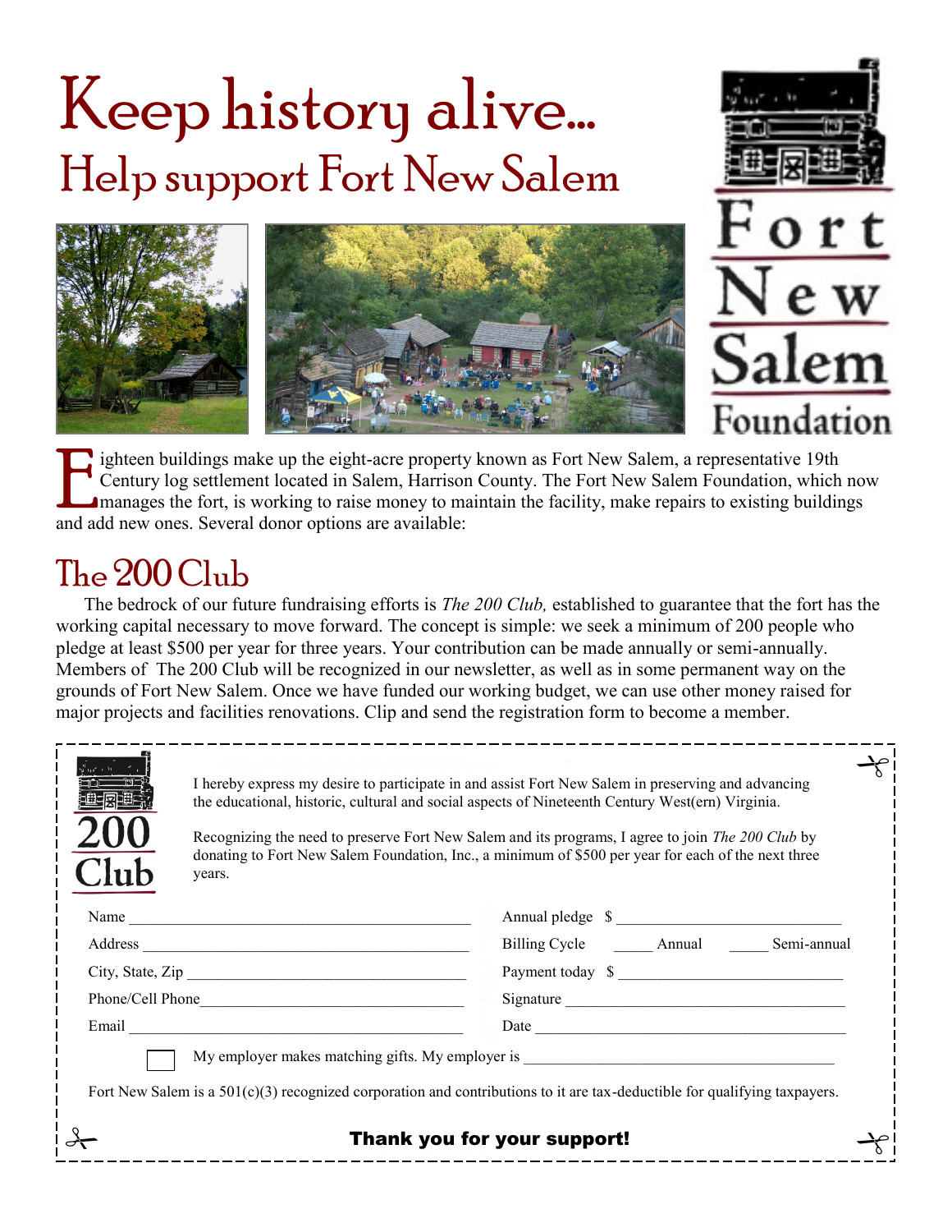# Keep history alive...

## Help support Fort New Salem

Fort New Salem Foundation

Eighteen buildings make up the eight-acre property known as Fort New Salem, a representative 19th Century log settlement located in Salem, Harrison County. The Fort New Salem Foundation, which now manages the fort, is working to raise money to maintain the facility, make repairs to existing buildings and add new ones. Several donor options are available:

## The 200 Club

The bedrock of our future fundraising efforts is *The 200 Club,* established to guarantee that the fort has the working capital necessary to move forward. The concept is simple: we seek a minimum of 200 people who pledge at least $500 per year for three years. Your contribution can be made annually or semi-annually. Members of The 200 Club will be recognized in our newsletter, as well as in some permanent way on the grounds of Fort New Salem. Once we have funded our working budget, we can use other money raised for major projects and facilities renovations. Clip and send the registration form to become a member.

---

**200 Club**

I hereby express my desire to participate in and assist Fort New Salem in preserving and advancing the educational, historic, cultural and social aspects of Nineteenth Century West(ern) Virginia.

Recognizing the need to preserve Fort New Salem and its programs, I agree to join *The 200 Club* by donating to Fort New Salem Foundation, Inc., a minimum of $500 per year for each of the next three years.

Name ______________________________

Address ______________________________

City, State, Zip ______________________________

Phone/Cell Phone ______________________________

Email ______________________________

Annual pledge $ ______________________________

Billing Cycle _____ Annual _____ Semi-annual

Payment today $ ______________________________

Signature ______________________________

Date ______________________________

☐ My employer makes matching gifts. My employer is ______________________________

Fort New Salem is a 501(c)(3) recognized corporation and contributions to it are tax-deductible for qualifying taxpayers.

**Thank you for your support!**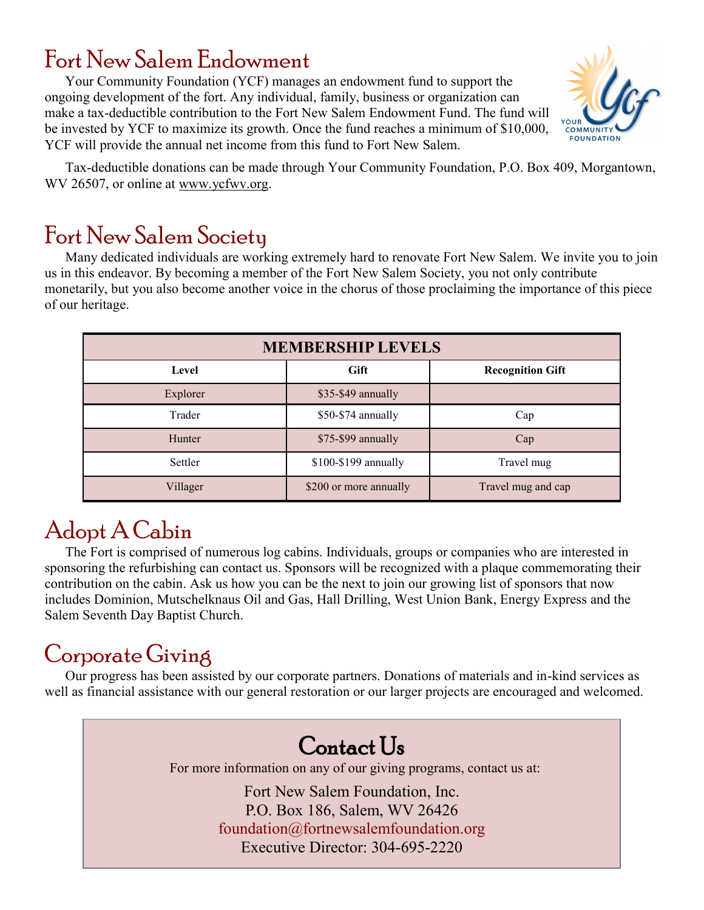# Fort New Salem Endowment

Your Community Foundation (YCF) manages an endowment fund to support the ongoing development of the fort. Any individual, family, business or organization can make a tax-deductible contribution to the Fort New Salem Endowment Fund. The fund will be invested by YCF to maximize its growth. Once the fund reaches a minimum of $10,000, YCF will provide the annual net income from this fund to Fort New Salem.

Tax-deductible donations can be made through Your Community Foundation, P.O. Box 409, Morgantown, WV 26507, or online at www.ycfwv.org.

# Fort New Salem Society

Many dedicated individuals are working extremely hard to renovate Fort New Salem. We invite you to join us in this endeavor. By becoming a member of the Fort New Salem Society, you not only contribute monetarily, but you also become another voice in the chorus of those proclaiming the importance of this piece of our heritage.

| MEMBERSHIP LEVELS | | |
|---|---|---|
| **Level** | **Gift** | **Recognition Gift** |
| Explorer | $35-$49 annually | |
| Trader | $50-$74 annually | Cap |
| Hunter | $75-$99 annually | Cap |
| Settler | $100-$199 annually | Travel mug |
| Villager | $200 or more annually | Travel mug and cap |

# Adopt A Cabin

The Fort is comprised of numerous log cabins. Individuals, groups or companies who are interested in sponsoring the refurbishing can contact us. Sponsors will be recognized with a plaque commemorating their contribution on the cabin. Ask us how you can be the next to join our growing list of sponsors that now includes Dominion, Mutschelknaus Oil and Gas, Hall Drilling, West Union Bank, Energy Express and the Salem Seventh Day Baptist Church.

# Corporate Giving

Our progress has been assisted by our corporate partners. Donations of materials and in-kind services as well as financial assistance with our general restoration or our larger projects are encouraged and welcomed.

## Contact Us

For more information on any of our giving programs, contact us at:

Fort New Salem Foundation, Inc.
P.O. Box 186, Salem, WV 26426
foundation@fortnewsalemfoundation.org
Executive Director: 304-695-2220